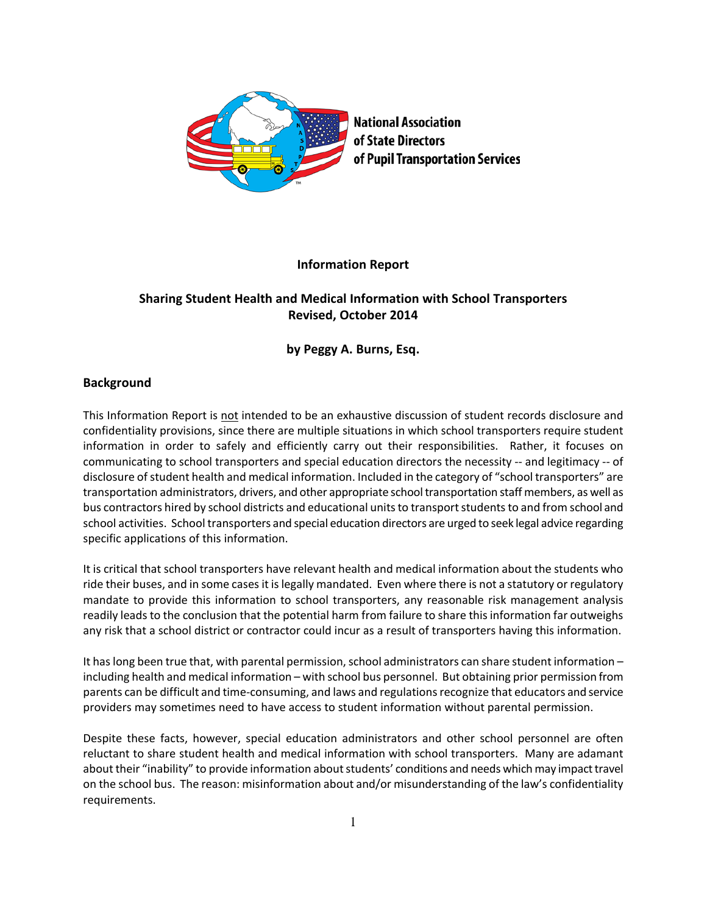National Association
of State Directors
of Pupil Transportation Services

**Information Report**

**Sharing Student Health and Medical Information with School Transporters**
**Revised, October 2014**

**by Peggy A. Burns, Esq.**

## Background

This Information Report is not intended to be an exhaustive discussion of student records disclosure and confidentiality provisions, since there are multiple situations in which school transporters require student information in order to safely and efficiently carry out their responsibilities. Rather, it focuses on communicating to school transporters and special education directors the necessity -- and legitimacy -- of disclosure of student health and medical information. Included in the category of "school transporters" are transportation administrators, drivers, and other appropriate school transportation staff members, as well as bus contractors hired by school districts and educational units to transport students to and from school and school activities. School transporters and special education directors are urged to seek legal advice regarding specific applications of this information.

It is critical that school transporters have relevant health and medical information about the students who ride their buses, and in some cases it is legally mandated. Even where there is not a statutory or regulatory mandate to provide this information to school transporters, any reasonable risk management analysis readily leads to the conclusion that the potential harm from failure to share this information far outweighs any risk that a school district or contractor could incur as a result of transporters having this information.

It has long been true that, with parental permission, school administrators can share student information – including health and medical information – with school bus personnel. But obtaining prior permission from parents can be difficult and time-consuming, and laws and regulations recognize that educators and service providers may sometimes need to have access to student information without parental permission.

Despite these facts, however, special education administrators and other school personnel are often reluctant to share student health and medical information with school transporters. Many are adamant about their "inability" to provide information about students' conditions and needs which may impact travel on the school bus. The reason: misinformation about and/or misunderstanding of the law's confidentiality requirements.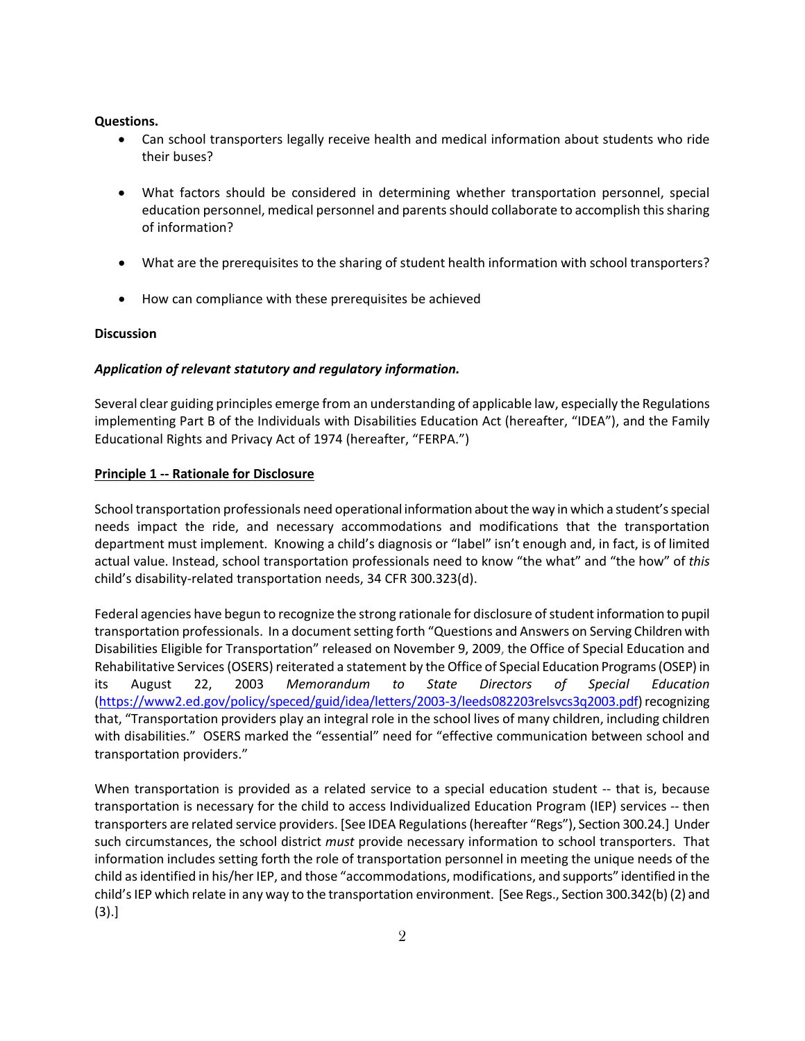**Questions.**

- Can school transporters legally receive health and medical information about students who ride their buses?
- What factors should be considered in determining whether transportation personnel, special education personnel, medical personnel and parents should collaborate to accomplish this sharing of information?
- What are the prerequisites to the sharing of student health information with school transporters?
- How can compliance with these prerequisites be achieved

**Discussion**

***Application of relevant statutory and regulatory information.***

Several clear guiding principles emerge from an understanding of applicable law, especially the Regulations implementing Part B of the Individuals with Disabilities Education Act (hereafter, "IDEA"), and the Family Educational Rights and Privacy Act of 1974 (hereafter, "FERPA.")

**Principle 1 -- Rationale for Disclosure**

School transportation professionals need operational information about the way in which a student's special needs impact the ride, and necessary accommodations and modifications that the transportation department must implement. Knowing a child's diagnosis or "label" isn't enough and, in fact, is of limited actual value. Instead, school transportation professionals need to know "the what" and "the how" of *this* child's disability-related transportation needs, 34 CFR 300.323(d).

Federal agencies have begun to recognize the strong rationale for disclosure of student information to pupil transportation professionals. In a document setting forth "Questions and Answers on Serving Children with Disabilities Eligible for Transportation" released on November 9, 2009, the Office of Special Education and Rehabilitative Services (OSERS) reiterated a statement by the Office of Special Education Programs (OSEP) in its August 22, 2003 *Memorandum to State Directors of Special Education* (https://www2.ed.gov/policy/speced/guid/idea/letters/2003-3/leeds082203relsvcs3q2003.pdf) recognizing that, "Transportation providers play an integral role in the school lives of many children, including children with disabilities." OSERS marked the "essential" need for "effective communication between school and transportation providers."

When transportation is provided as a related service to a special education student -- that is, because transportation is necessary for the child to access Individualized Education Program (IEP) services -- then transporters are related service providers. [See IDEA Regulations (hereafter "Regs"), Section 300.24.] Under such circumstances, the school district *must* provide necessary information to school transporters. That information includes setting forth the role of transportation personnel in meeting the unique needs of the child as identified in his/her IEP, and those "accommodations, modifications, and supports" identified in the child's IEP which relate in any way to the transportation environment. [See Regs., Section 300.342(b) (2) and (3).]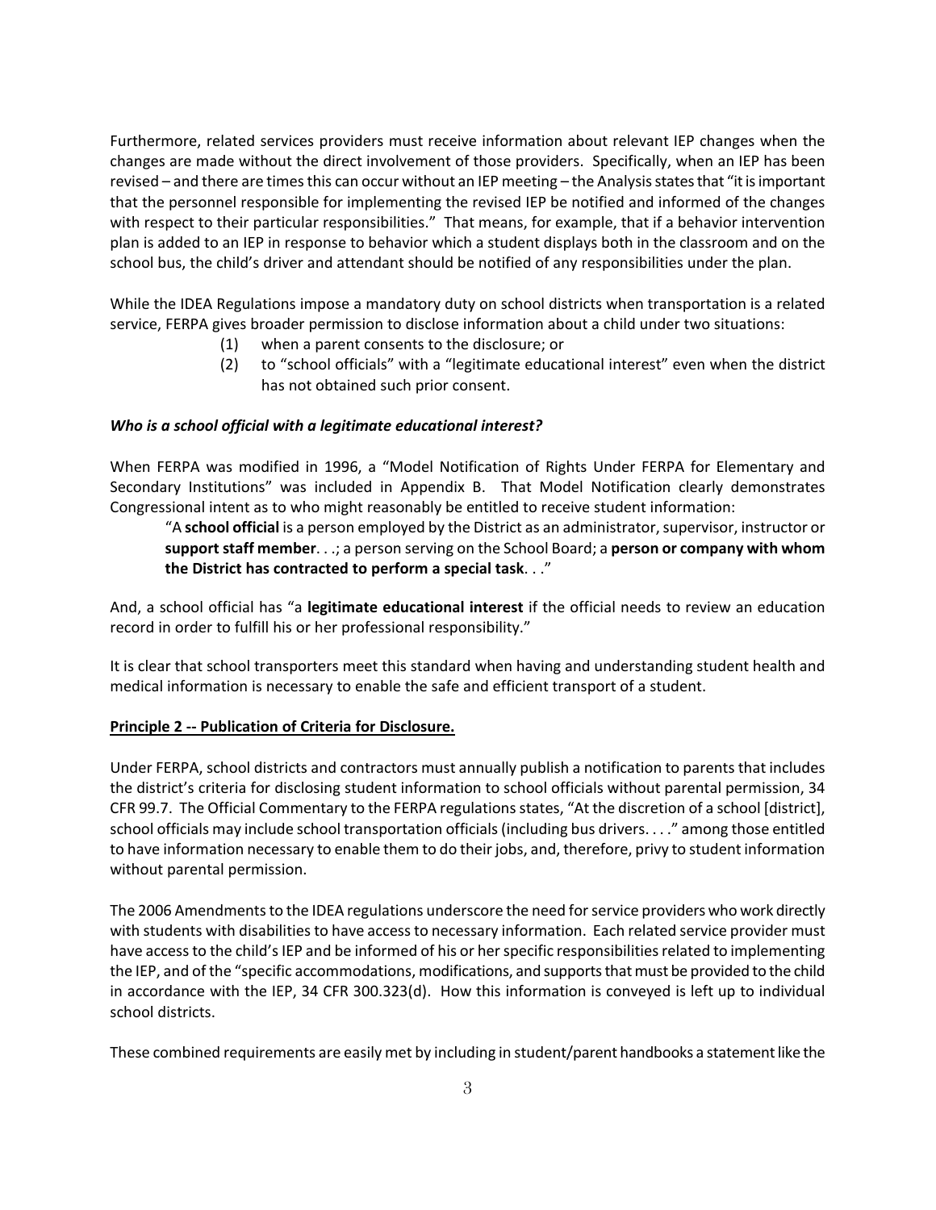Furthermore, related services providers must receive information about relevant IEP changes when the changes are made without the direct involvement of those providers. Specifically, when an IEP has been revised – and there are times this can occur without an IEP meeting – the Analysis states that "it is important that the personnel responsible for implementing the revised IEP be notified and informed of the changes with respect to their particular responsibilities." That means, for example, that if a behavior intervention plan is added to an IEP in response to behavior which a student displays both in the classroom and on the school bus, the child's driver and attendant should be notified of any responsibilities under the plan.

While the IDEA Regulations impose a mandatory duty on school districts when transportation is a related service, FERPA gives broader permission to disclose information about a child under two situations:

(1) when a parent consents to the disclosure; or
(2) to "school officials" with a "legitimate educational interest" even when the district has not obtained such prior consent.

***Who is a school official with a legitimate educational interest?***

When FERPA was modified in 1996, a "Model Notification of Rights Under FERPA for Elementary and Secondary Institutions" was included in Appendix B. That Model Notification clearly demonstrates Congressional intent as to who might reasonably be entitled to receive student information:

> "A **school official** is a person employed by the District as an administrator, supervisor, instructor or **support staff member**. . .; a person serving on the School Board; a **person or company with whom the District has contracted to perform a special task**. . ."

And, a school official has "a **legitimate educational interest** if the official needs to review an education record in order to fulfill his or her professional responsibility."

It is clear that school transporters meet this standard when having and understanding student health and medical information is necessary to enable the safe and efficient transport of a student.

**Principle 2 -- Publication of Criteria for Disclosure.**

Under FERPA, school districts and contractors must annually publish a notification to parents that includes the district's criteria for disclosing student information to school officials without parental permission, 34 CFR 99.7. The Official Commentary to the FERPA regulations states, "At the discretion of a school [district], school officials may include school transportation officials (including bus drivers. . . ." among those entitled to have information necessary to enable them to do their jobs, and, therefore, privy to student information without parental permission.

The 2006 Amendments to the IDEA regulations underscore the need for service providers who work directly with students with disabilities to have access to necessary information. Each related service provider must have access to the child's IEP and be informed of his or her specific responsibilities related to implementing the IEP, and of the "specific accommodations, modifications, and supports that must be provided to the child in accordance with the IEP, 34 CFR 300.323(d). How this information is conveyed is left up to individual school districts.

These combined requirements are easily met by including in student/parent handbooks a statement like the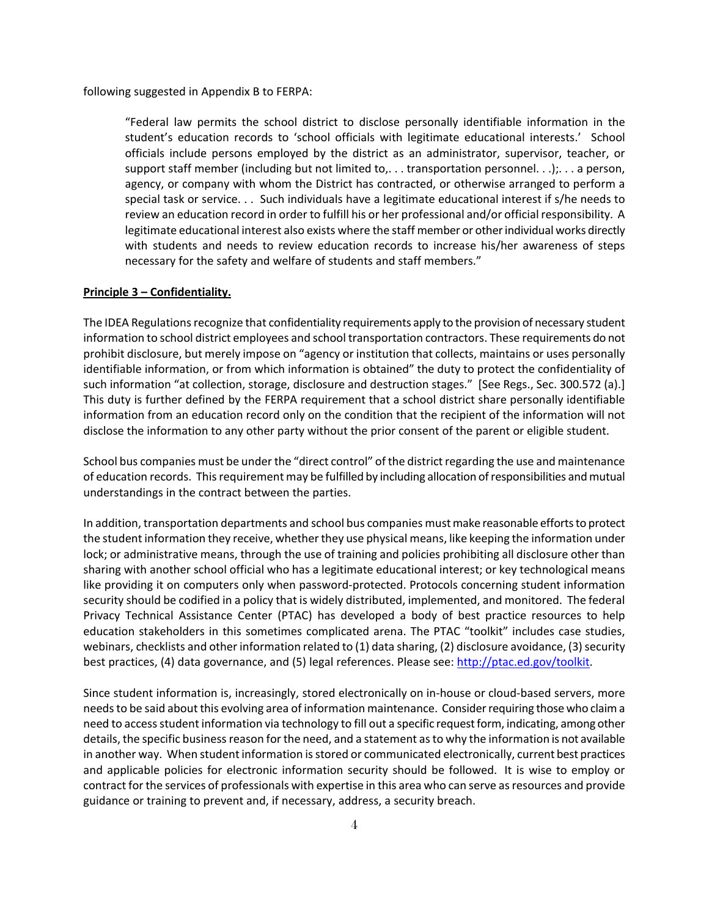following suggested in Appendix B to FERPA:

> "Federal law permits the school district to disclose personally identifiable information in the student's education records to 'school officials with legitimate educational interests.' School officials include persons employed by the district as an administrator, supervisor, teacher, or support staff member (including but not limited to,. . . transportation personnel. . .);. . . a person, agency, or company with whom the District has contracted, or otherwise arranged to perform a special task or service. . . Such individuals have a legitimate educational interest if s/he needs to review an education record in order to fulfill his or her professional and/or official responsibility. A legitimate educational interest also exists where the staff member or other individual works directly with students and needs to review education records to increase his/her awareness of steps necessary for the safety and welfare of students and staff members."

**Principle 3 – Confidentiality.**

The IDEA Regulations recognize that confidentiality requirements apply to the provision of necessary student information to school district employees and school transportation contractors. These requirements do not prohibit disclosure, but merely impose on "agency or institution that collects, maintains or uses personally identifiable information, or from which information is obtained" the duty to protect the confidentiality of such information "at collection, storage, disclosure and destruction stages." [See Regs., Sec. 300.572 (a).] This duty is further defined by the FERPA requirement that a school district share personally identifiable information from an education record only on the condition that the recipient of the information will not disclose the information to any other party without the prior consent of the parent or eligible student.

School bus companies must be under the "direct control" of the district regarding the use and maintenance of education records. This requirement may be fulfilled by including allocation of responsibilities and mutual understandings in the contract between the parties.

In addition, transportation departments and school bus companies must make reasonable efforts to protect the student information they receive, whether they use physical means, like keeping the information under lock; or administrative means, through the use of training and policies prohibiting all disclosure other than sharing with another school official who has a legitimate educational interest; or key technological means like providing it on computers only when password-protected. Protocols concerning student information security should be codified in a policy that is widely distributed, implemented, and monitored. The federal Privacy Technical Assistance Center (PTAC) has developed a body of best practice resources to help education stakeholders in this sometimes complicated arena. The PTAC "toolkit" includes case studies, webinars, checklists and other information related to (1) data sharing, (2) disclosure avoidance, (3) security best practices, (4) data governance, and (5) legal references. Please see: http://ptac.ed.gov/toolkit.

Since student information is, increasingly, stored electronically on in-house or cloud-based servers, more needs to be said about this evolving area of information maintenance. Consider requiring those who claim a need to access student information via technology to fill out a specific request form, indicating, among other details, the specific business reason for the need, and a statement as to why the information is not available in another way. When student information is stored or communicated electronically, current best practices and applicable policies for electronic information security should be followed. It is wise to employ or contract for the services of professionals with expertise in this area who can serve as resources and provide guidance or training to prevent and, if necessary, address, a security breach.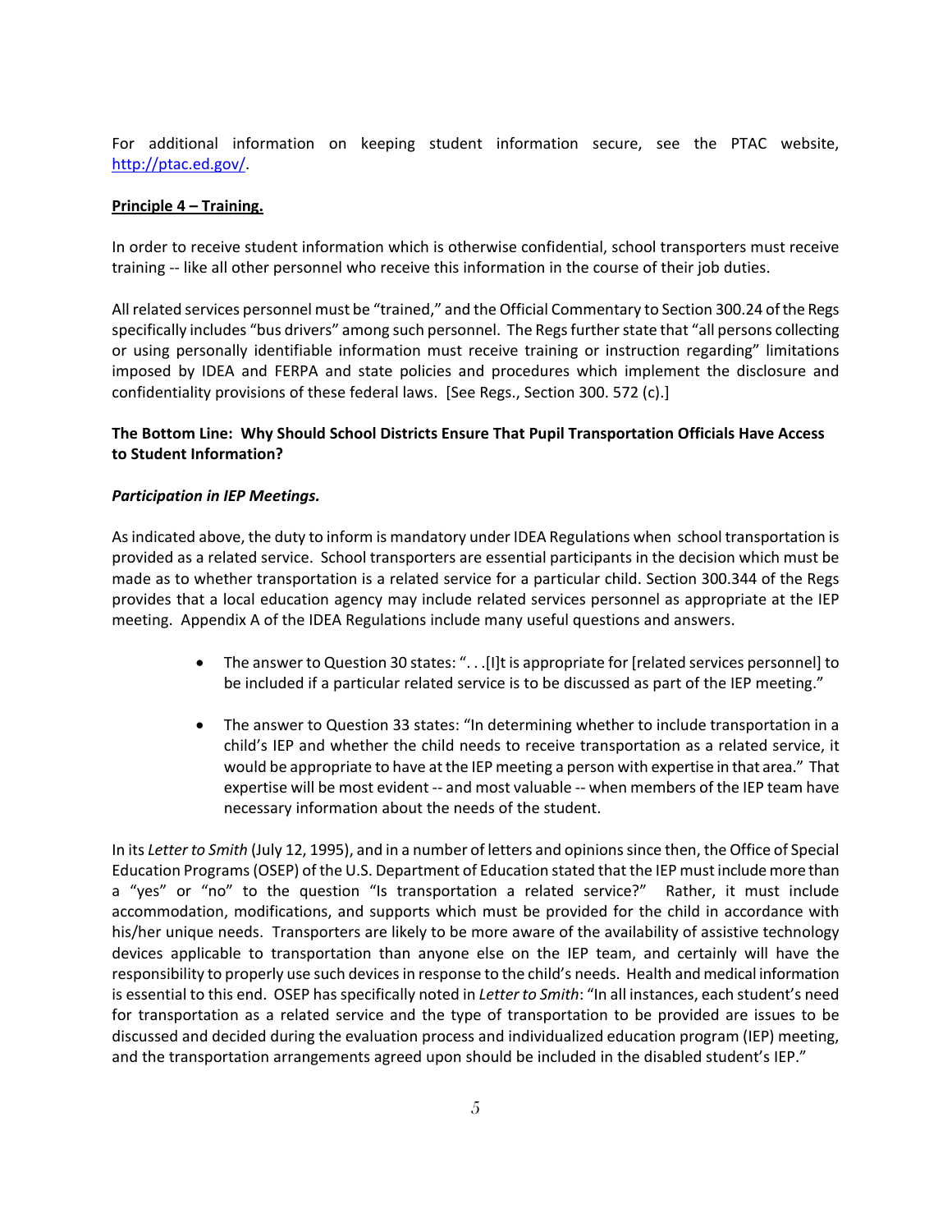For additional information on keeping student information secure, see the PTAC website, http://ptac.ed.gov/.

**Principle 4 – Training.**

In order to receive student information which is otherwise confidential, school transporters must receive training -- like all other personnel who receive this information in the course of their job duties.

All related services personnel must be "trained," and the Official Commentary to Section 300.24 of the Regs specifically includes "bus drivers" among such personnel. The Regs further state that "all persons collecting or using personally identifiable information must receive training or instruction regarding" limitations imposed by IDEA and FERPA and state policies and procedures which implement the disclosure and confidentiality provisions of these federal laws. [See Regs., Section 300. 572 (c).]

**The Bottom Line: Why Should School Districts Ensure That Pupil Transportation Officials Have Access to Student Information?**

***Participation in IEP Meetings.***

As indicated above, the duty to inform is mandatory under IDEA Regulations when school transportation is provided as a related service. School transporters are essential participants in the decision which must be made as to whether transportation is a related service for a particular child. Section 300.344 of the Regs provides that a local education agency may include related services personnel as appropriate at the IEP meeting. Appendix A of the IDEA Regulations include many useful questions and answers.

- The answer to Question 30 states: ". . .[I]t is appropriate for [related services personnel] to be included if a particular related service is to be discussed as part of the IEP meeting."
- The answer to Question 33 states: "In determining whether to include transportation in a child's IEP and whether the child needs to receive transportation as a related service, it would be appropriate to have at the IEP meeting a person with expertise in that area." That expertise will be most evident -- and most valuable -- when members of the IEP team have necessary information about the needs of the student.

In its *Letter to Smith* (July 12, 1995), and in a number of letters and opinions since then, the Office of Special Education Programs (OSEP) of the U.S. Department of Education stated that the IEP must include more than a "yes" or "no" to the question "Is transportation a related service?" Rather, it must include accommodation, modifications, and supports which must be provided for the child in accordance with his/her unique needs. Transporters are likely to be more aware of the availability of assistive technology devices applicable to transportation than anyone else on the IEP team, and certainly will have the responsibility to properly use such devices in response to the child's needs. Health and medical information is essential to this end. OSEP has specifically noted in *Letter to Smith*: "In all instances, each student's need for transportation as a related service and the type of transportation to be provided are issues to be discussed and decided during the evaluation process and individualized education program (IEP) meeting, and the transportation arrangements agreed upon should be included in the disabled student's IEP."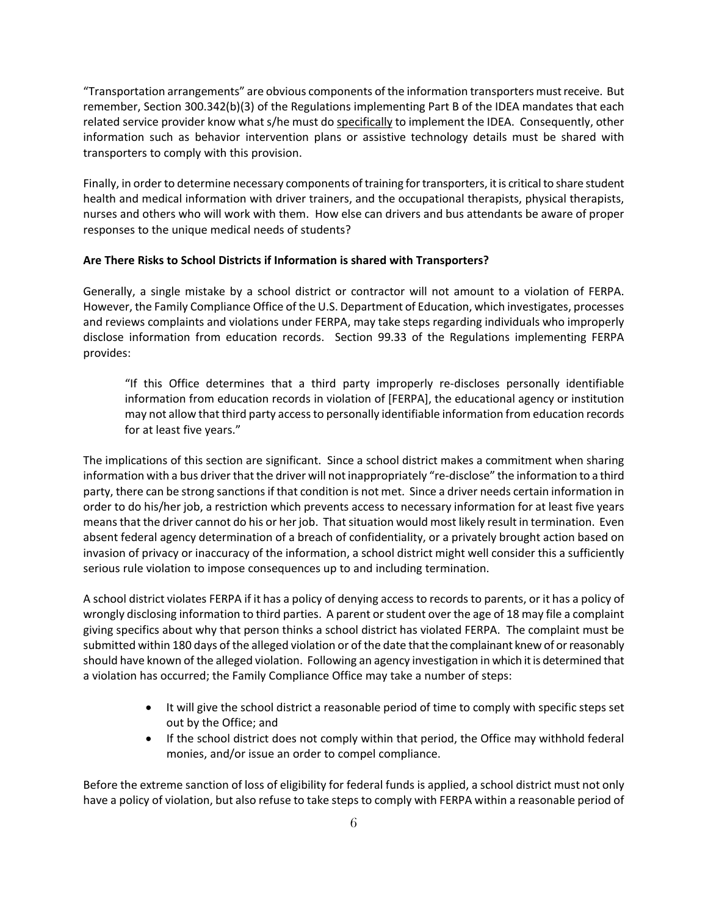"Transportation arrangements" are obvious components of the information transporters must receive. But remember, Section 300.342(b)(3) of the Regulations implementing Part B of the IDEA mandates that each related service provider know what s/he must do <u>specifically</u> to implement the IDEA. Consequently, other information such as behavior intervention plans or assistive technology details must be shared with transporters to comply with this provision.

Finally, in order to determine necessary components of training for transporters, it is critical to share student health and medical information with driver trainers, and the occupational therapists, physical therapists, nurses and others who will work with them. How else can drivers and bus attendants be aware of proper responses to the unique medical needs of students?

**Are There Risks to School Districts if Information is shared with Transporters?**

Generally, a single mistake by a school district or contractor will not amount to a violation of FERPA. However, the Family Compliance Office of the U.S. Department of Education, which investigates, processes and reviews complaints and violations under FERPA, may take steps regarding individuals who improperly disclose information from education records. Section 99.33 of the Regulations implementing FERPA provides:

> "If this Office determines that a third party improperly re-discloses personally identifiable information from education records in violation of [FERPA], the educational agency or institution may not allow that third party access to personally identifiable information from education records for at least five years."

The implications of this section are significant. Since a school district makes a commitment when sharing information with a bus driver that the driver will not inappropriately "re-disclose" the information to a third party, there can be strong sanctions if that condition is not met. Since a driver needs certain information in order to do his/her job, a restriction which prevents access to necessary information for at least five years means that the driver cannot do his or her job. That situation would most likely result in termination. Even absent federal agency determination of a breach of confidentiality, or a privately brought action based on invasion of privacy or inaccuracy of the information, a school district might well consider this a sufficiently serious rule violation to impose consequences up to and including termination.

A school district violates FERPA if it has a policy of denying access to records to parents, or it has a policy of wrongly disclosing information to third parties. A parent or student over the age of 18 may file a complaint giving specifics about why that person thinks a school district has violated FERPA. The complaint must be submitted within 180 days of the alleged violation or of the date that the complainant knew of or reasonably should have known of the alleged violation. Following an agency investigation in which it is determined that a violation has occurred; the Family Compliance Office may take a number of steps:

- It will give the school district a reasonable period of time to comply with specific steps set out by the Office; and
- If the school district does not comply within that period, the Office may withhold federal monies, and/or issue an order to compel compliance.

Before the extreme sanction of loss of eligibility for federal funds is applied, a school district must not only have a policy of violation, but also refuse to take steps to comply with FERPA within a reasonable period of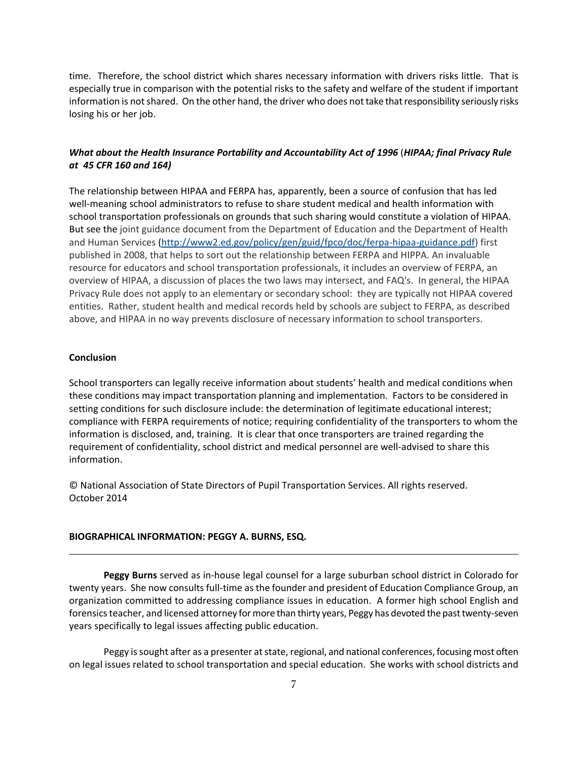time. Therefore, the school district which shares necessary information with drivers risks little. That is especially true in comparison with the potential risks to the safety and welfare of the student if important information is not shared. On the other hand, the driver who does not take that responsibility seriously risks losing his or her job.

### *What about the Health Insurance Portability and Accountability Act of 1996* (*HIPAA; final Privacy Rule at 45 CFR 160 and 164)*

The relationship between HIPAA and FERPA has, apparently, been a source of confusion that has led well-meaning school administrators to refuse to share student medical and health information with school transportation professionals on grounds that such sharing would constitute a violation of HIPAA. But see the joint guidance document from the Department of Education and the Department of Health and Human Services (http://www2.ed.gov/policy/gen/guid/fpco/doc/ferpa-hipaa-guidance.pdf) first published in 2008, that helps to sort out the relationship between FERPA and HIPPA. An invaluable resource for educators and school transportation professionals, it includes an overview of FERPA, an overview of HIPAA, a discussion of places the two laws may intersect, and FAQ's. In general, the HIPAA Privacy Rule does not apply to an elementary or secondary school: they are typically not HIPAA covered entities. Rather, student health and medical records held by schools are subject to FERPA, as described above, and HIPAA in no way prevents disclosure of necessary information to school transporters.

### Conclusion

School transporters can legally receive information about students' health and medical conditions when these conditions may impact transportation planning and implementation. Factors to be considered in setting conditions for such disclosure include: the determination of legitimate educational interest; compliance with FERPA requirements of notice; requiring confidentiality of the transporters to whom the information is disclosed, and, training. It is clear that once transporters are trained regarding the requirement of confidentiality, school district and medical personnel are well-advised to share this information.

© National Association of State Directors of Pupil Transportation Services. All rights reserved.
October 2014

### BIOGRAPHICAL INFORMATION: PEGGY A. BURNS, ESQ.

---

**Peggy Burns** served as in-house legal counsel for a large suburban school district in Colorado for twenty years. She now consults full-time as the founder and president of Education Compliance Group, an organization committed to addressing compliance issues in education. A former high school English and forensics teacher, and licensed attorney for more than thirty years, Peggy has devoted the past twenty-seven years specifically to legal issues affecting public education.

Peggy is sought after as a presenter at state, regional, and national conferences, focusing most often on legal issues related to school transportation and special education. She works with school districts and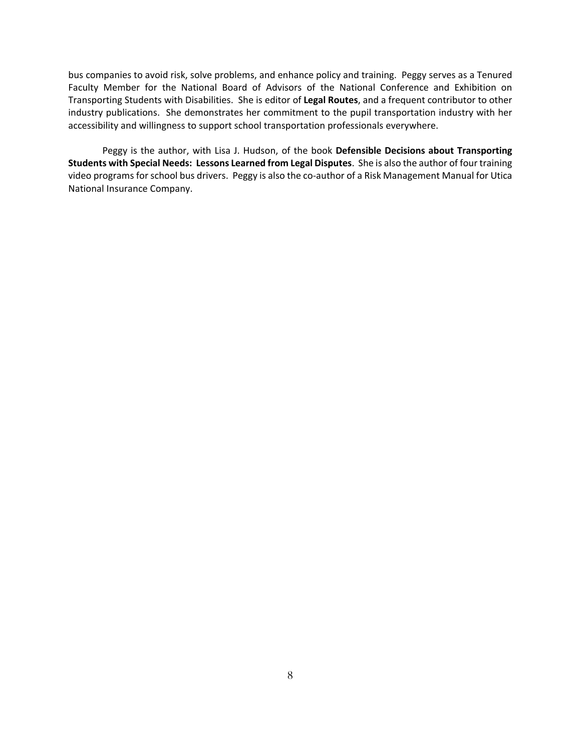bus companies to avoid risk, solve problems, and enhance policy and training. Peggy serves as a Tenured Faculty Member for the National Board of Advisors of the National Conference and Exhibition on Transporting Students with Disabilities. She is editor of **Legal Routes**, and a frequent contributor to other industry publications. She demonstrates her commitment to the pupil transportation industry with her accessibility and willingness to support school transportation professionals everywhere.

Peggy is the author, with Lisa J. Hudson, of the book **Defensible Decisions about Transporting Students with Special Needs: Lessons Learned from Legal Disputes**. She is also the author of four training video programs for school bus drivers. Peggy is also the co-author of a Risk Management Manual for Utica National Insurance Company.